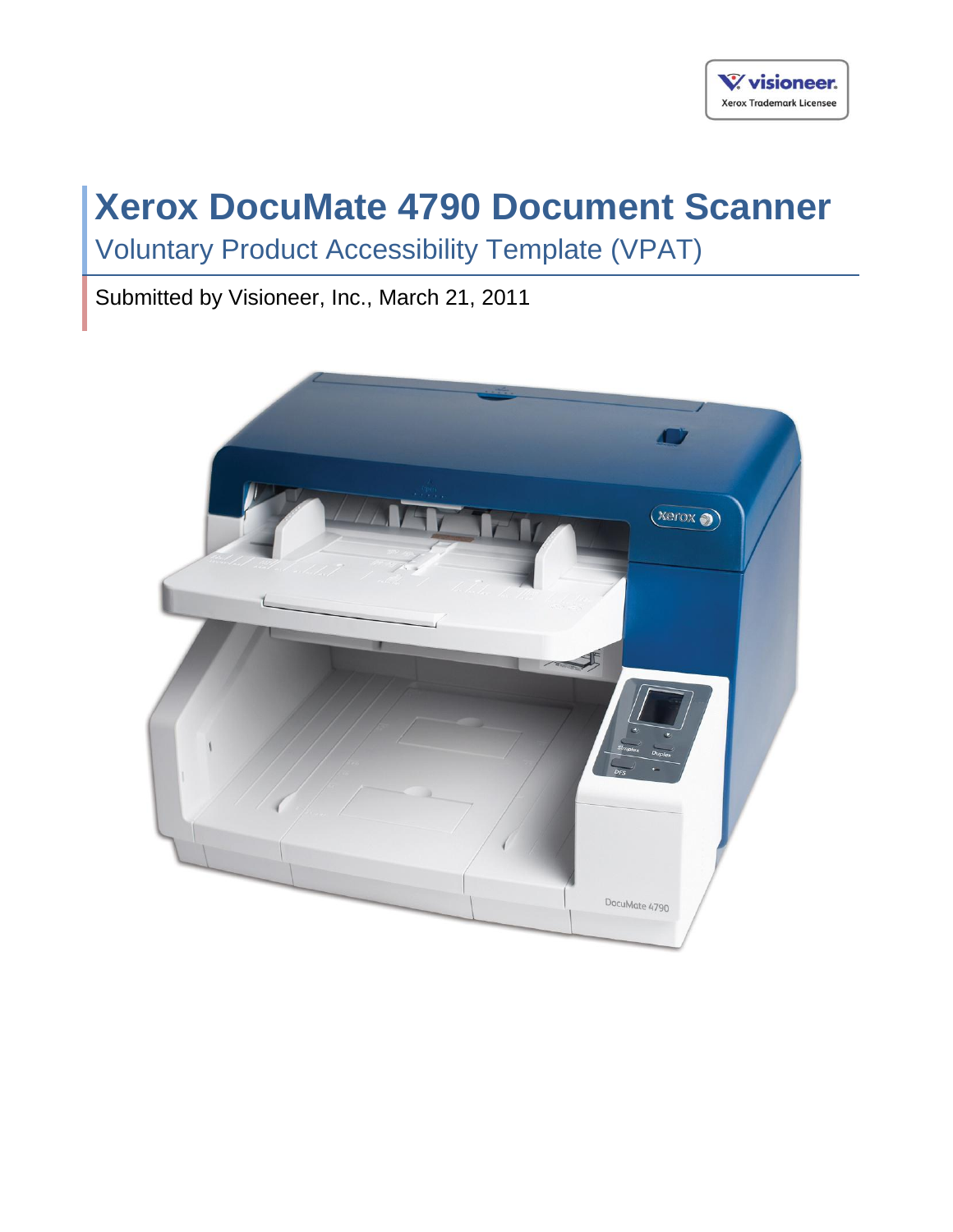# Xerox DocuMate 4790 Document Scanner

## Voluntary Product Accessibility Template (VPAT)

Submitted by Visioneer, Inc., March 21, 2011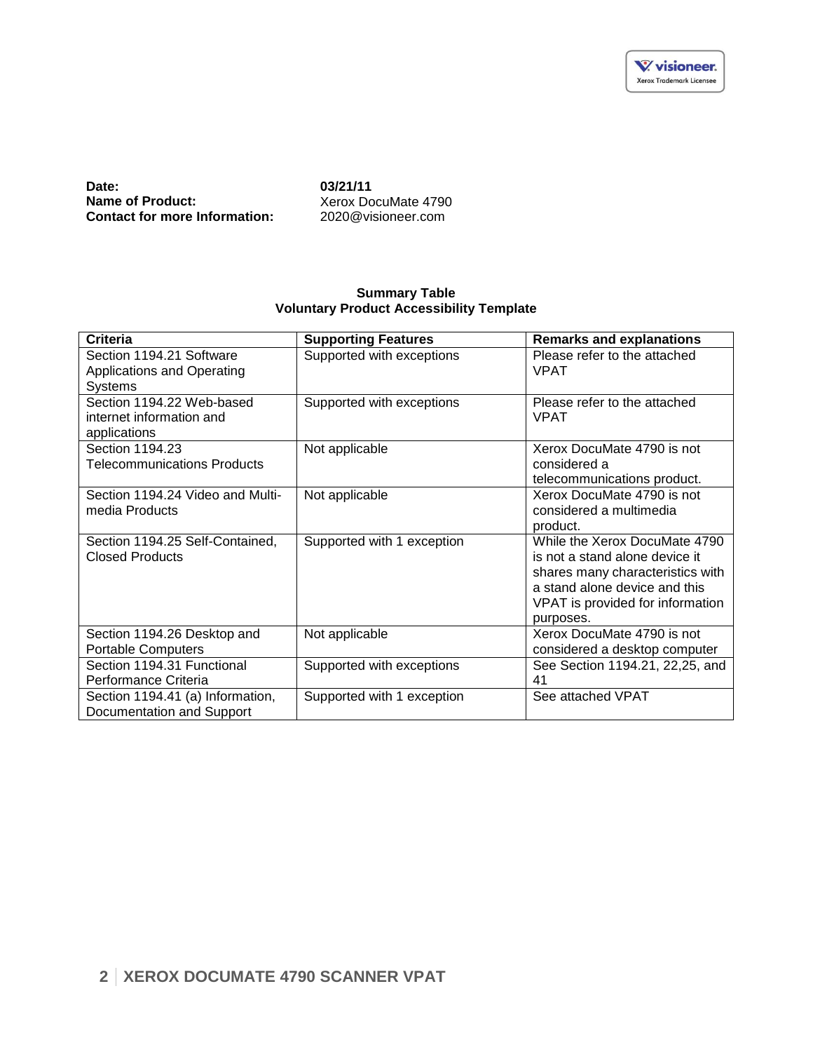**Date:** **03/21/11**
**Name of Product:** Xerox DocuMate 4790
**Contact for more Information:** 2020@visioneer.com

**Summary Table**
**Voluntary Product Accessibility Template**

| Criteria | Supporting Features | Remarks and explanations |
|---|---|---|
| Section 1194.21 Software Applications and Operating Systems | Supported with exceptions | Please refer to the attached VPAT |
| Section 1194.22 Web-based internet information and applications | Supported with exceptions | Please refer to the attached VPAT |
| Section 1194.23 Telecommunications Products | Not applicable | Xerox DocuMate 4790 is not considered a telecommunications product. |
| Section 1194.24 Video and Multi-media Products | Not applicable | Xerox DocuMate 4790 is not considered a multimedia product. |
| Section 1194.25 Self-Contained, Closed Products | Supported with 1 exception | While the Xerox DocuMate 4790 is not a stand alone device it shares many characteristics with a stand alone device and this VPAT is provided for information purposes. |
| Section 1194.26 Desktop and Portable Computers | Not applicable | Xerox DocuMate 4790 is not considered a desktop computer |
| Section 1194.31 Functional Performance Criteria | Supported with exceptions | See Section 1194.21, 22,25, and 41 |
| Section 1194.41 (a) Information, Documentation and Support | Supported with 1 exception | See attached VPAT |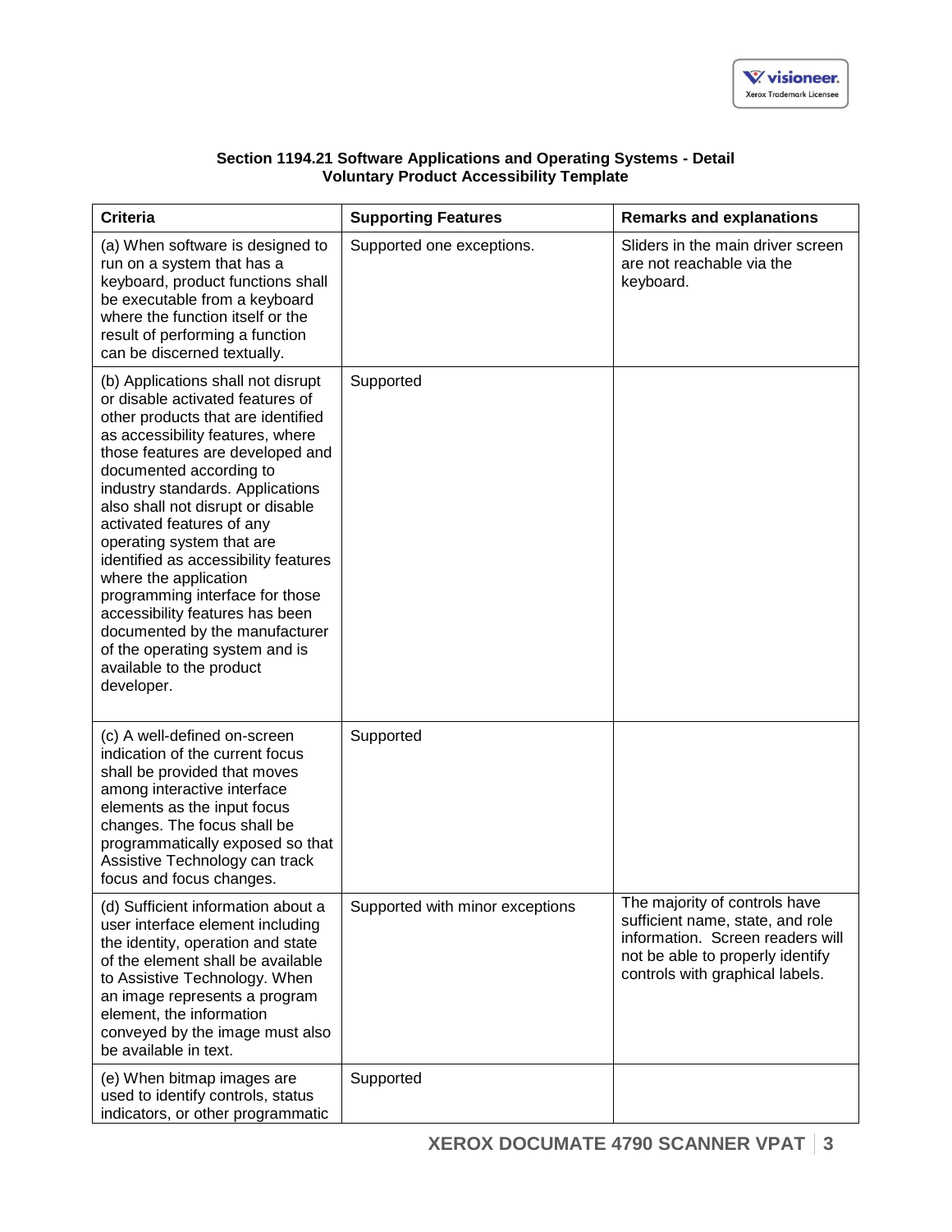**Section 1194.21 Software Applications and Operating Systems - Detail**
**Voluntary Product Accessibility Template**

| Criteria | Supporting Features | Remarks and explanations |
| --- | --- | --- |
| (a) When software is designed to run on a system that has a keyboard, product functions shall be executable from a keyboard where the function itself or the result of performing a function can be discerned textually. | Supported one exceptions. | Sliders in the main driver screen are not reachable via the keyboard. |
| (b) Applications shall not disrupt or disable activated features of other products that are identified as accessibility features, where those features are developed and documented according to industry standards. Applications also shall not disrupt or disable activated features of any operating system that are identified as accessibility features where the application programming interface for those accessibility features has been documented by the manufacturer of the operating system and is available to the product developer. | Supported | |
| (c) A well-defined on-screen indication of the current focus shall be provided that moves among interactive interface elements as the input focus changes. The focus shall be programmatically exposed so that Assistive Technology can track focus and focus changes. | Supported | |
| (d) Sufficient information about a user interface element including the identity, operation and state of the element shall be available to Assistive Technology. When an image represents a program element, the information conveyed by the image must also be available in text. | Supported with minor exceptions | The majority of controls have sufficient name, state, and role information. Screen readers will not be able to properly identify controls with graphical labels. |
| (e) When bitmap images are used to identify controls, status indicators, or other programmatic | Supported | |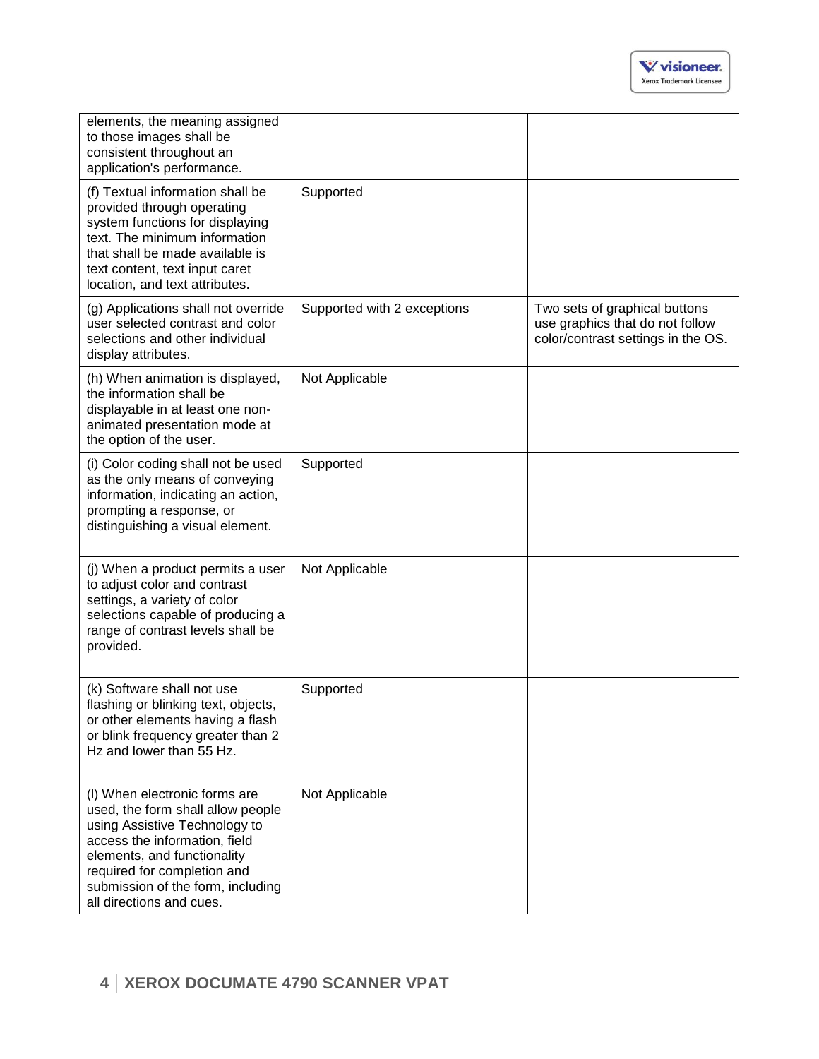| | | |
|---|---|---|
| elements, the meaning assigned to those images shall be consistent throughout an application's performance. | | |
| (f) Textual information shall be provided through operating system functions for displaying text. The minimum information that shall be made available is text content, text input caret location, and text attributes. | Supported | |
| (g) Applications shall not override user selected contrast and color selections and other individual display attributes. | Supported with 2 exceptions | Two sets of graphical buttons use graphics that do not follow color/contrast settings in the OS. |
| (h) When animation is displayed, the information shall be displayable in at least one non-animated presentation mode at the option of the user. | Not Applicable | |
| (i) Color coding shall not be used as the only means of conveying information, indicating an action, prompting a response, or distinguishing a visual element. | Supported | |
| (j) When a product permits a user to adjust color and contrast settings, a variety of color selections capable of producing a range of contrast levels shall be provided. | Not Applicable | |
| (k) Software shall not use flashing or blinking text, objects, or other elements having a flash or blink frequency greater than 2 Hz and lower than 55 Hz. | Supported | |
| (l) When electronic forms are used, the form shall allow people using Assistive Technology to access the information, field elements, and functionality required for completion and submission of the form, including all directions and cues. | Not Applicable | |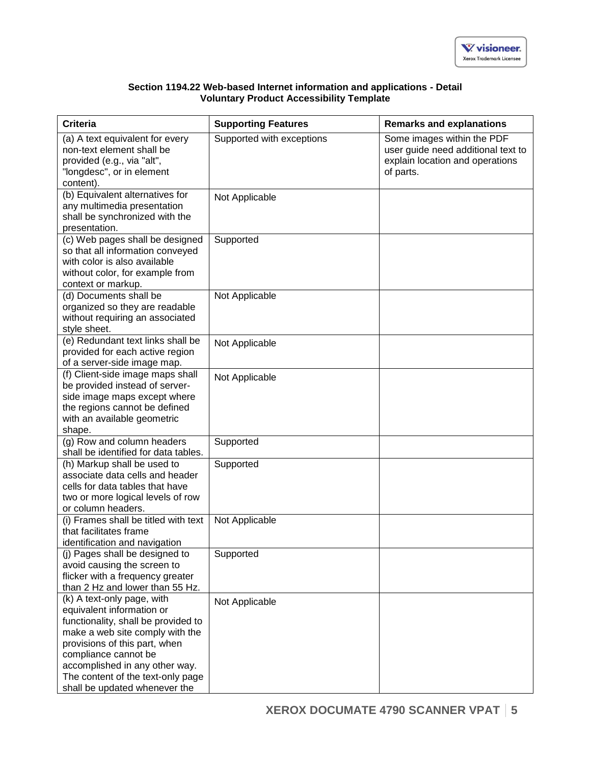**Section 1194.22 Web-based Internet information and applications - Detail**
**Voluntary Product Accessibility Template**

| Criteria | Supporting Features | Remarks and explanations |
|---|---|---|
| (a) A text equivalent for every non-text element shall be provided (e.g., via "alt", "longdesc", or in element content). | Supported with exceptions | Some images within the PDF user guide need additional text to explain location and operations of parts. |
| (b) Equivalent alternatives for any multimedia presentation shall be synchronized with the presentation. | Not Applicable | |
| (c) Web pages shall be designed so that all information conveyed with color is also available without color, for example from context or markup. | Supported | |
| (d) Documents shall be organized so they are readable without requiring an associated style sheet. | Not Applicable | |
| (e) Redundant text links shall be provided for each active region of a server-side image map. | Not Applicable | |
| (f) Client-side image maps shall be provided instead of server-side image maps except where the regions cannot be defined with an available geometric shape. | Not Applicable | |
| (g) Row and column headers shall be identified for data tables. | Supported | |
| (h) Markup shall be used to associate data cells and header cells for data tables that have two or more logical levels of row or column headers. | Supported | |
| (i) Frames shall be titled with text that facilitates frame identification and navigation | Not Applicable | |
| (j) Pages shall be designed to avoid causing the screen to flicker with a frequency greater than 2 Hz and lower than 55 Hz. | Supported | |
| (k) A text-only page, with equivalent information or functionality, shall be provided to make a web site comply with the provisions of this part, when compliance cannot be accomplished in any other way. The content of the text-only page shall be updated whenever the | Not Applicable | |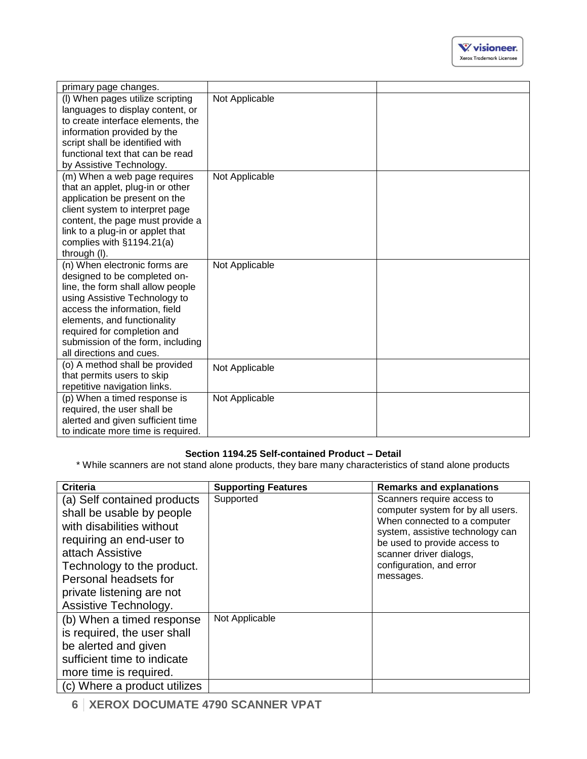| | | |
|---|---|---|
| primary page changes. | | |
| (l) When pages utilize scripting languages to display content, or to create interface elements, the information provided by the script shall be identified with functional text that can be read by Assistive Technology. | Not Applicable | |
| (m) When a web page requires that an applet, plug-in or other application be present on the client system to interpret page content, the page must provide a link to a plug-in or applet that complies with §1194.21(a) through (l). | Not Applicable | |
| (n) When electronic forms are designed to be completed on-line, the form shall allow people using Assistive Technology to access the information, field elements, and functionality required for completion and submission of the form, including all directions and cues. | Not Applicable | |
| (o) A method shall be provided that permits users to skip repetitive navigation links. | Not Applicable | |
| (p) When a timed response is required, the user shall be alerted and given sufficient time to indicate more time is required. | Not Applicable | |

**Section 1194.25 Self-contained Product – Detail**

* While scanners are not stand alone products, they bare many characteristics of stand alone products

| Criteria | Supporting Features | Remarks and explanations |
|---|---|---|
| (a) Self contained products shall be usable by people with disabilities without requiring an end-user to attach Assistive Technology to the product. Personal headsets for private listening are not Assistive Technology. | Supported | Scanners require access to computer system for by all users. When connected to a computer system, assistive technology can be used to provide access to scanner driver dialogs, configuration, and error messages. |
| (b) When a timed response is required, the user shall be alerted and given sufficient time to indicate more time is required. | Not Applicable | |
| (c) Where a product utilizes | | |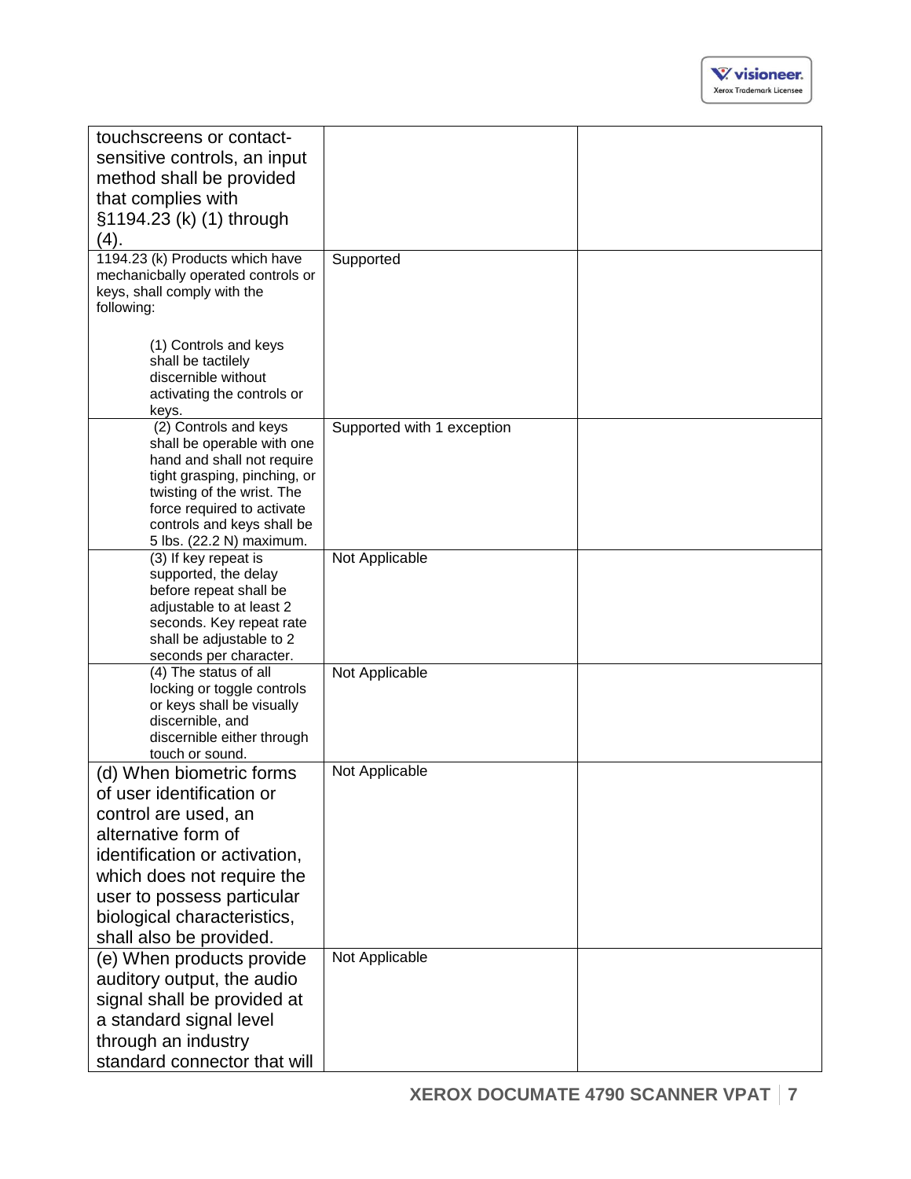| | | |
|---|---|---|
| touchscreens or contact-sensitive controls, an input method shall be provided that complies with §1194.23 (k) (1) through (4). | | |
| 1194.23 (k) Products which have mechanicbally operated controls or keys, shall comply with the following:<br><br>(1) Controls and keys shall be tactilely discernible without activating the controls or keys. | Supported | |
| (2) Controls and keys shall be operable with one hand and shall not require tight grasping, pinching, or twisting of the wrist. The force required to activate controls and keys shall be 5 lbs. (22.2 N) maximum. | Supported with 1 exception | |
| (3) If key repeat is supported, the delay before repeat shall be adjustable to at least 2 seconds. Key repeat rate shall be adjustable to 2 seconds per character. | Not Applicable | |
| (4) The status of all locking or toggle controls or keys shall be visually discernible, and discernible either through touch or sound. | Not Applicable | |
| (d) When biometric forms of user identification or control are used, an alternative form of identification or activation, which does not require the user to possess particular biological characteristics, shall also be provided. | Not Applicable | |
| (e) When products provide auditory output, the audio signal shall be provided at a standard signal level through an industry standard connector that will | Not Applicable | |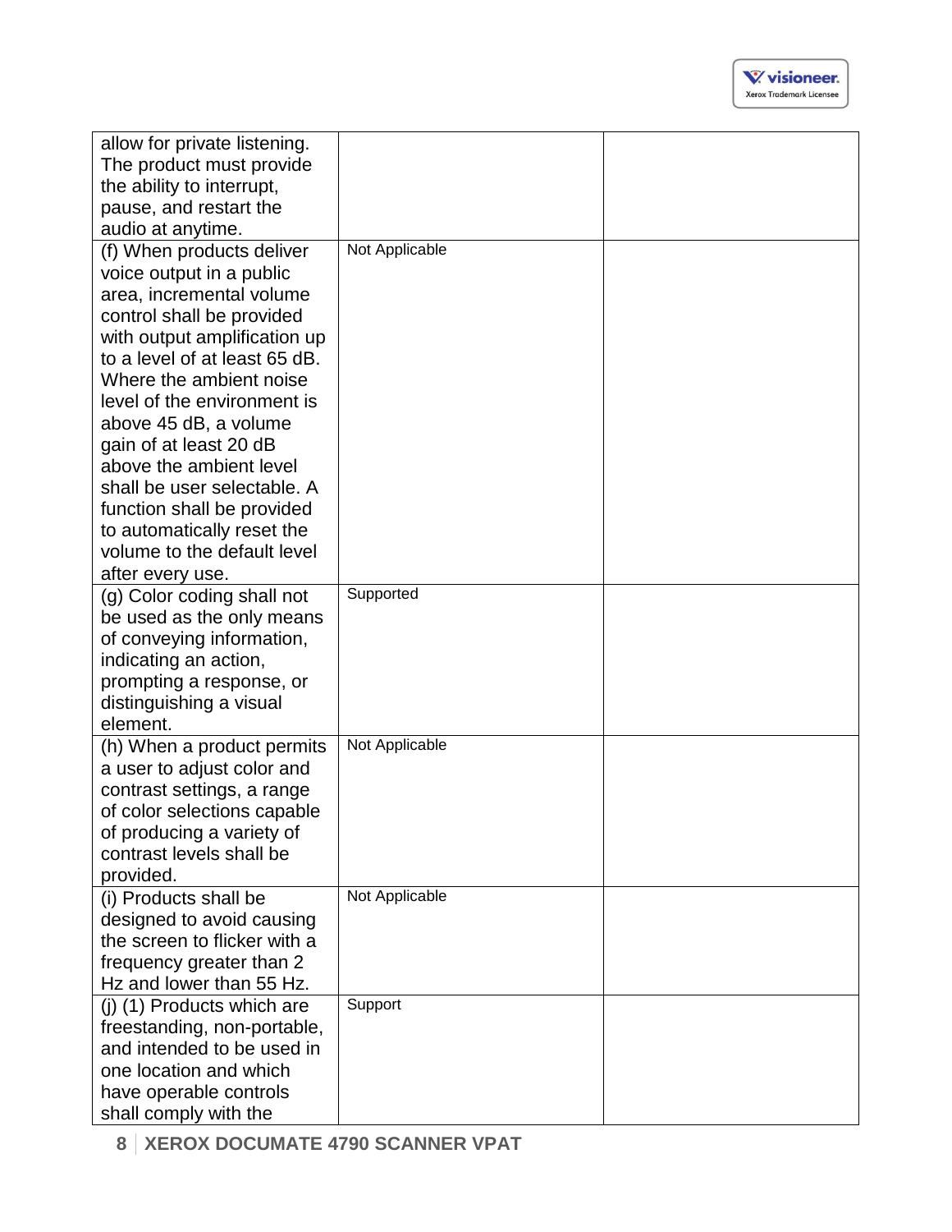| | | |
|---|---|---|
| allow for private listening. The product must provide the ability to interrupt, pause, and restart the audio at anytime. | | |
| (f) When products deliver voice output in a public area, incremental volume control shall be provided with output amplification up to a level of at least 65 dB. Where the ambient noise level of the environment is above 45 dB, a volume gain of at least 20 dB above the ambient level shall be user selectable. A function shall be provided to automatically reset the volume to the default level after every use. | Not Applicable | |
| (g) Color coding shall not be used as the only means of conveying information, indicating an action, prompting a response, or distinguishing a visual element. | Supported | |
| (h) When a product permits a user to adjust color and contrast settings, a range of color selections capable of producing a variety of contrast levels shall be provided. | Not Applicable | |
| (i) Products shall be designed to avoid causing the screen to flicker with a frequency greater than 2 Hz and lower than 55 Hz. | Not Applicable | |
| (j) (1) Products which are freestanding, non-portable, and intended to be used in one location and which have operable controls shall comply with the | Support | |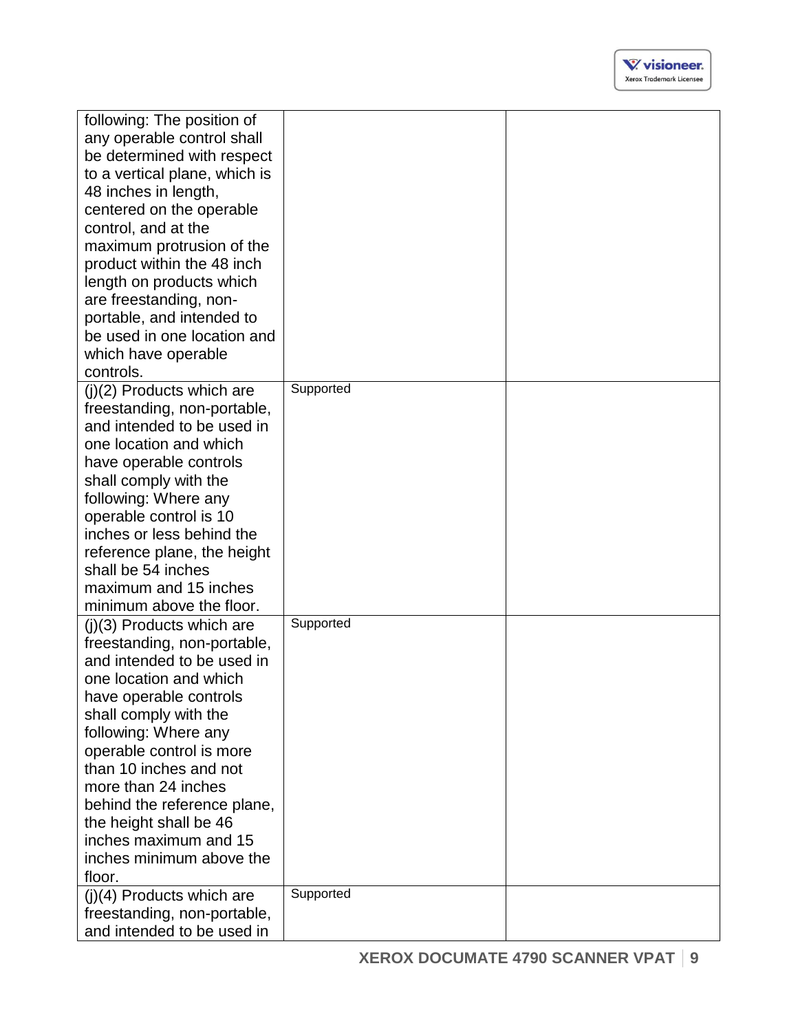| | | |
|---|---|---|
| following: The position of any operable control shall be determined with respect to a vertical plane, which is 48 inches in length, centered on the operable control, and at the maximum protrusion of the product within the 48 inch length on products which are freestanding, non-portable, and intended to be used in one location and which have operable controls. | | |
| (j)(2) Products which are freestanding, non-portable, and intended to be used in one location and which have operable controls shall comply with the following: Where any operable control is 10 inches or less behind the reference plane, the height shall be 54 inches maximum and 15 inches minimum above the floor. | Supported | |
| (j)(3) Products which are freestanding, non-portable, and intended to be used in one location and which have operable controls shall comply with the following: Where any operable control is more than 10 inches and not more than 24 inches behind the reference plane, the height shall be 46 inches maximum and 15 inches minimum above the floor. | Supported | |
| (j)(4) Products which are freestanding, non-portable, and intended to be used in | Supported | |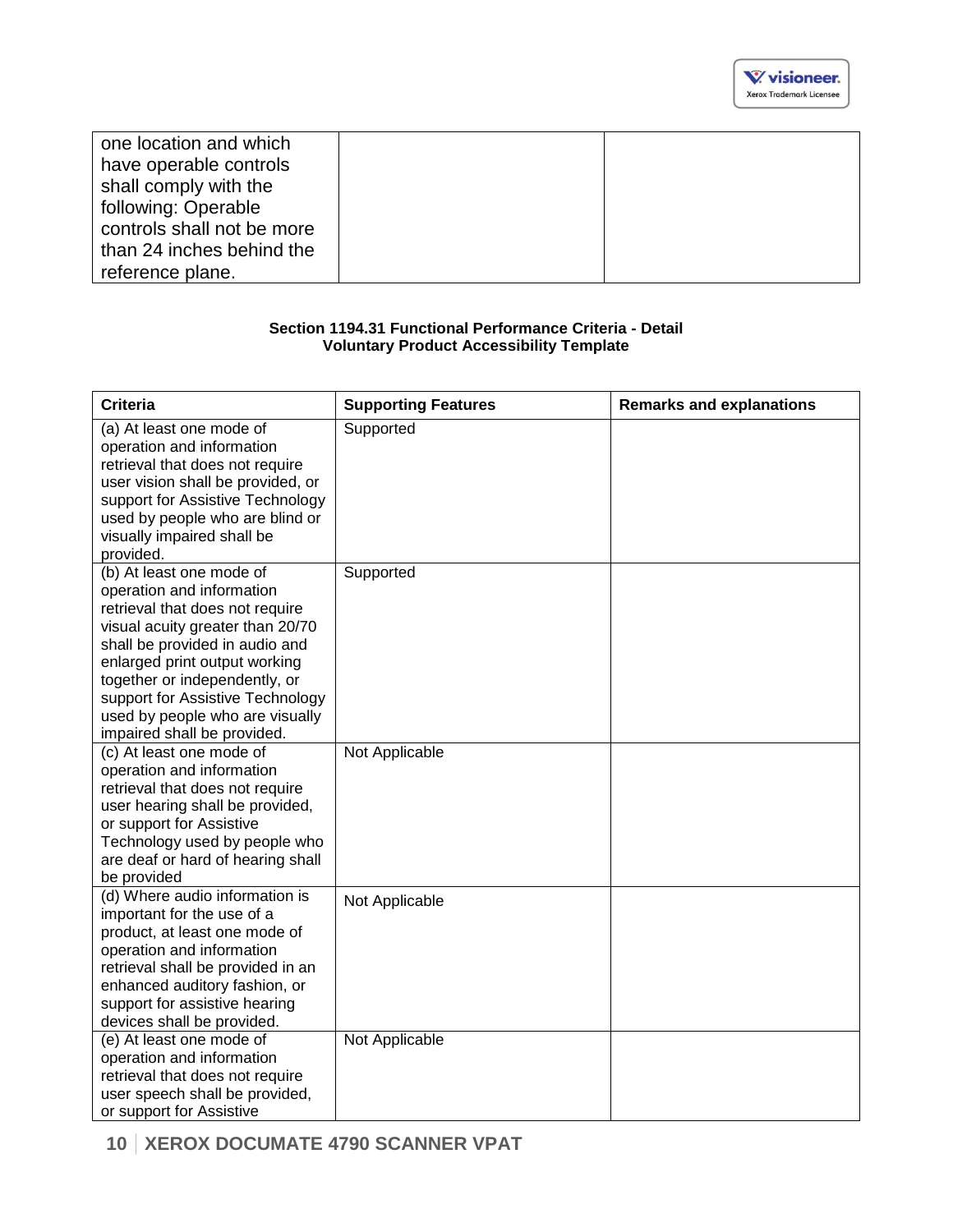| | | |
|---|---|---|
| one location and which have operable controls shall comply with the following: Operable controls shall not be more than 24 inches behind the reference plane. | | |

**Section 1194.31 Functional Performance Criteria - Detail**
**Voluntary Product Accessibility Template**

| Criteria | Supporting Features | Remarks and explanations |
|---|---|---|
| (a) At least one mode of operation and information retrieval that does not require user vision shall be provided, or support for Assistive Technology used by people who are blind or visually impaired shall be provided. | Supported | |
| (b) At least one mode of operation and information retrieval that does not require visual acuity greater than 20/70 shall be provided in audio and enlarged print output working together or independently, or support for Assistive Technology used by people who are visually impaired shall be provided. | Supported | |
| (c) At least one mode of operation and information retrieval that does not require user hearing shall be provided, or support for Assistive Technology used by people who are deaf or hard of hearing shall be provided | Not Applicable | |
| (d) Where audio information is important for the use of a product, at least one mode of operation and information retrieval shall be provided in an enhanced auditory fashion, or support for assistive hearing devices shall be provided. | Not Applicable | |
| (e) At least one mode of operation and information retrieval that does not require user speech shall be provided, or support for Assistive | Not Applicable | |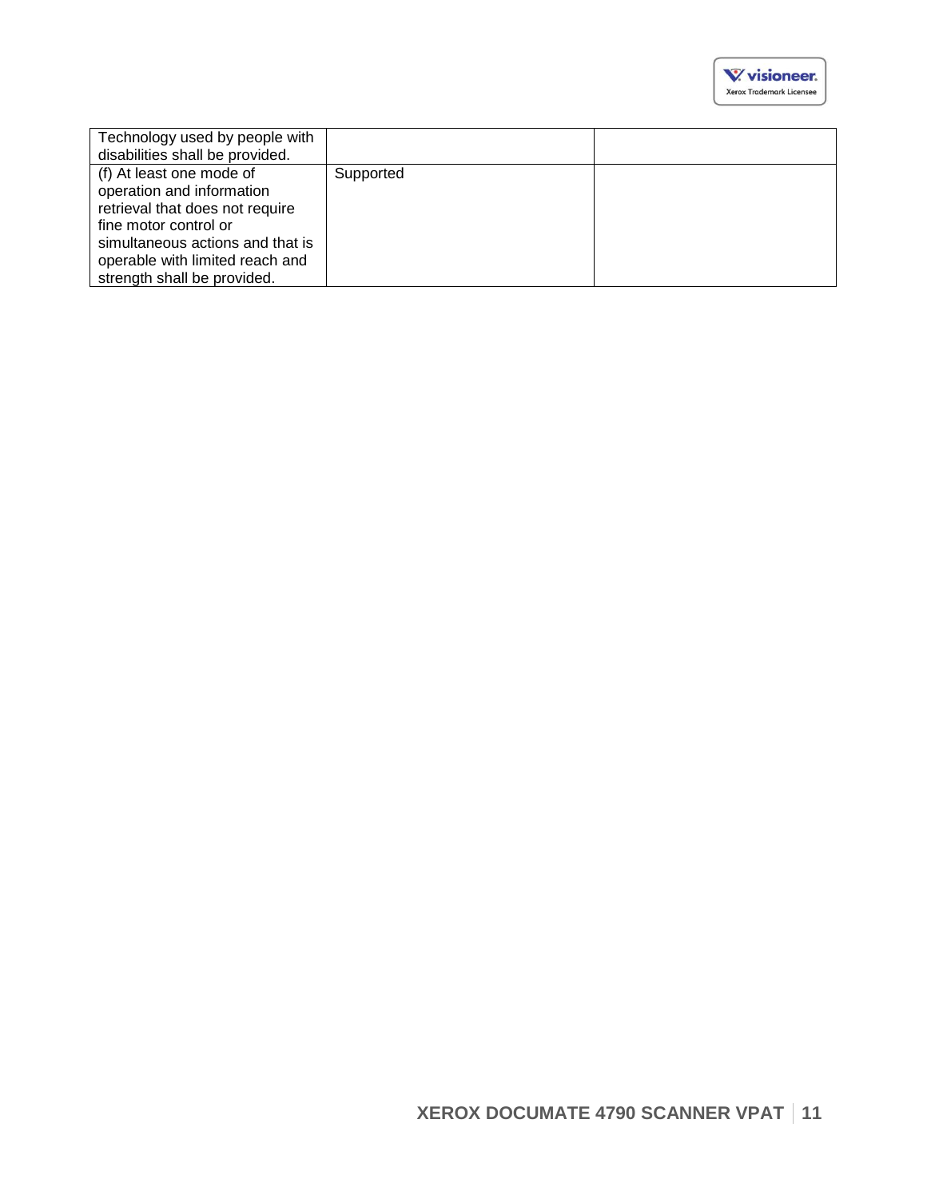| | | |
|---|---|---|
| Technology used by people with disabilities shall be provided. | | |
| (f) At least one mode of operation and information retrieval that does not require fine motor control or simultaneous actions and that is operable with limited reach and strength shall be provided. | Supported | |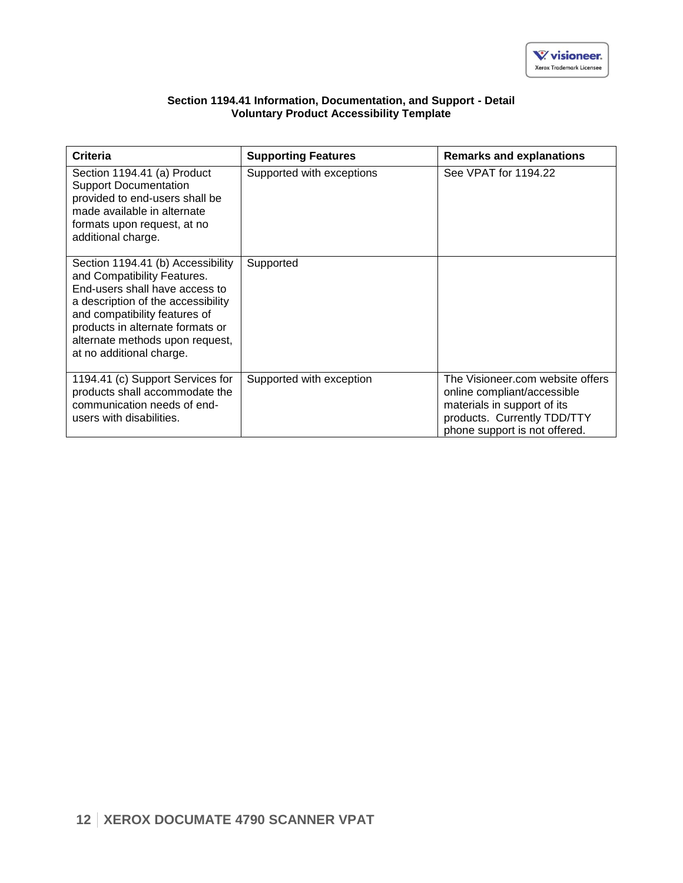**Section 1194.41 Information, Documentation, and Support - Detail**
**Voluntary Product Accessibility Template**

| Criteria | Supporting Features | Remarks and explanations |
|---|---|---|
| Section 1194.41 (a) Product Support Documentation provided to end-users shall be made available in alternate formats upon request, at no additional charge. | Supported with exceptions | See VPAT for 1194.22 |
| Section 1194.41 (b) Accessibility and Compatibility Features. End-users shall have access to a description of the accessibility and compatibility features of products in alternate formats or alternate methods upon request, at no additional charge. | Supported | |
| 1194.41 (c) Support Services for products shall accommodate the communication needs of end-users with disabilities. | Supported with exception | The Visioneer.com website offers online compliant/accessible materials in support of its products. Currently TDD/TTY phone support is not offered. |